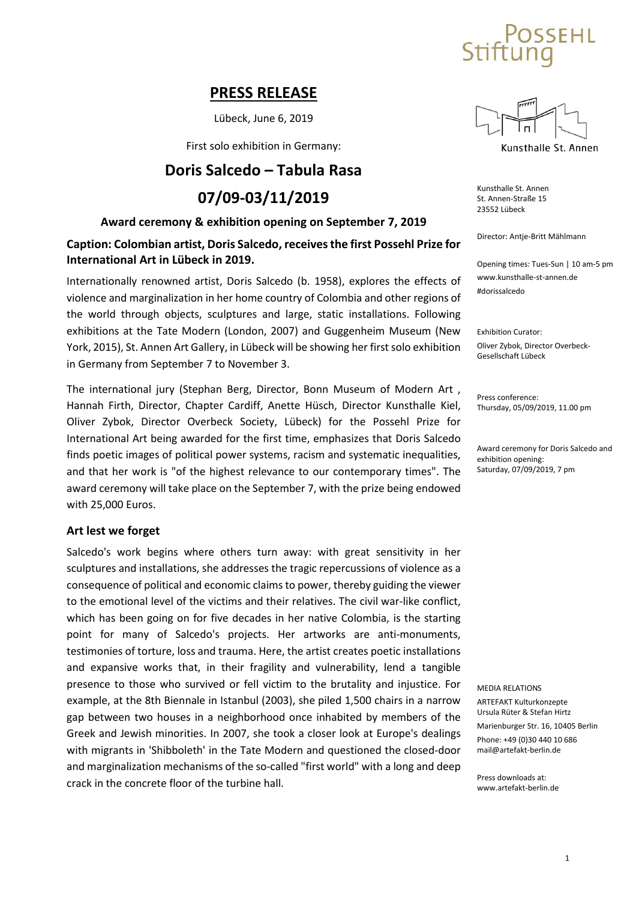# PRESS RELEASE

Lübeck, June 6, 2019

First solo exhibition in Germany:

## Doris Salcedo – Tabula Rasa

## 07/09-03/11/2019

### Award ceremony & exhibition opening on September 7, 2019

**Caption: Colombian artist, Doris Salcedo, receives the first Possehl Prize for International Art in Lübeck in 2019.**

Internationally renowned artist, Doris Salcedo (b. 1958), explores the effects of violence and marginalization in her home country of Colombia and other regions of the world through objects, sculptures and large, static installations. Following exhibitions at the Tate Modern (London, 2007) and Guggenheim Museum (New York, 2015), St. Annen Art Gallery, in Lübeck will be showing her first solo exhibition in Germany from September 7 to November 3.

The international jury (Stephan Berg, Director, Bonn Museum of Modern Art , Hannah Firth, Director, Chapter Cardiff, Anette Hüsch, Director Kunsthalle Kiel, Oliver Zybok, Director Overbeck Society, Lübeck) for the Possehl Prize for International Art being awarded for the first time, emphasizes that Doris Salcedo finds poetic images of political power systems, racism and systematic inequalities, and that her work is "of the highest relevance to our contemporary times". The award ceremony will take place on the September 7, with the prize being endowed with 25,000 Euros.

### Art lest we forget

Salcedo's work begins where others turn away: with great sensitivity in her sculptures and installations, she addresses the tragic repercussions of violence as a consequence of political and economic claims to power, thereby guiding the viewer to the emotional level of the victims and their relatives. The civil war-like conflict, which has been going on for five decades in her native Colombia, is the starting point for many of Salcedo's projects. Her artworks are anti-monuments, testimonies of torture, loss and trauma. Here, the artist creates poetic installations and expansive works that, in their fragility and vulnerability, lend a tangible presence to those who survived or fell victim to the brutality and injustice. For example, at the 8th Biennale in Istanbul (2003), she piled 1,500 chairs in a narrow gap between two houses in a neighborhood once inhabited by members of the Greek and Jewish minorities. In 2007, she took a closer look at Europe's dealings with migrants in 'Shibboleth' in the Tate Modern and questioned the closed-door and marginalization mechanisms of the so-called "first world" with a long and deep crack in the concrete floor of the turbine hall.

Kunsthalle St. Annen
St. Annen-Straße 15
23552 Lübeck

Director: Antje-Britt Mählmann

Opening times: Tues-Sun | 10 am-5 pm
www.kunsthalle-st-annen.de
#dorissalcedo

Exhibition Curator:
Oliver Zybok, Director Overbeck-Gesellschaft Lübeck

Press conference:
Thursday, 05/09/2019, 11.00 pm

Award ceremony for Doris Salcedo and exhibition opening:
Saturday, 07/09/2019, 7 pm

MEDIA RELATIONS
ARTEFAKT Kulturkonzepte
Ursula Rüter & Stefan Hirtz
Marienburger Str. 16, 10405 Berlin
Phone: +49 (0)30 440 10 686
mail@artefakt-berlin.de

Press downloads at:
www.artefakt-berlin.de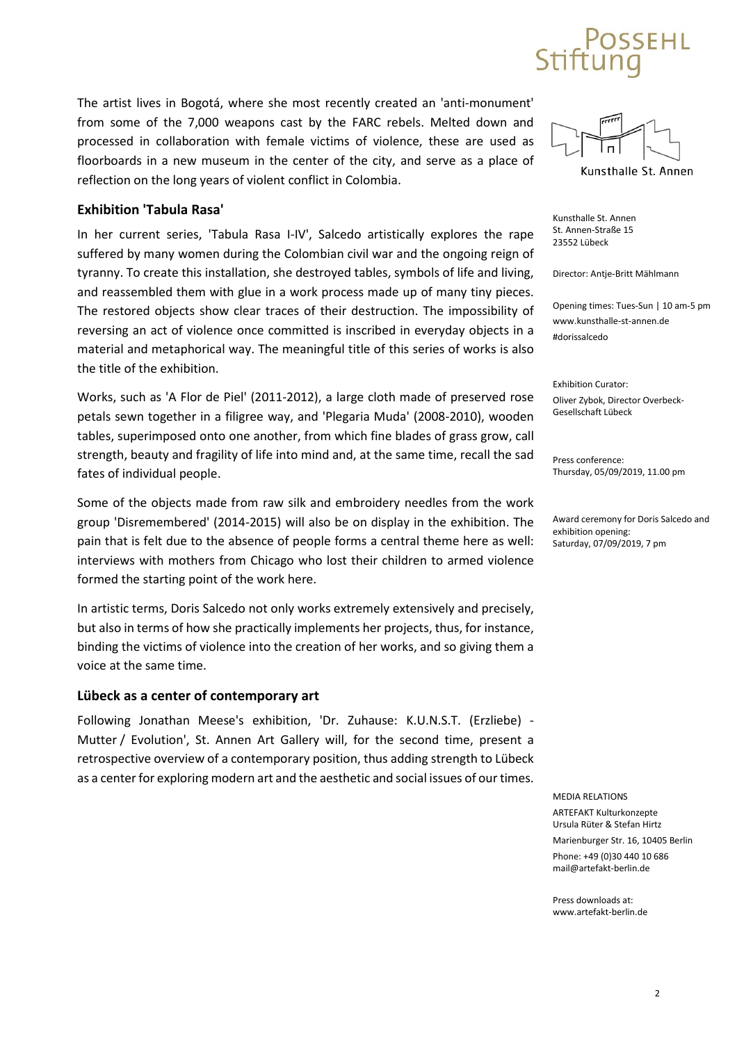The artist lives in Bogotá, where she most recently created an 'anti-monument' from some of the 7,000 weapons cast by the FARC rebels. Melted down and processed in collaboration with female victims of violence, these are used as floorboards in a new museum in the center of the city, and serve as a place of reflection on the long years of violent conflict in Colombia.

### Exhibition 'Tabula Rasa'

In her current series, 'Tabula Rasa I-IV', Salcedo artistically explores the rape suffered by many women during the Colombian civil war and the ongoing reign of tyranny. To create this installation, she destroyed tables, symbols of life and living, and reassembled them with glue in a work process made up of many tiny pieces. The restored objects show clear traces of their destruction. The impossibility of reversing an act of violence once committed is inscribed in everyday objects in a material and metaphorical way. The meaningful title of this series of works is also the title of the exhibition.

Works, such as 'A Flor de Piel' (2011-2012), a large cloth made of preserved rose petals sewn together in a filigree way, and 'Plegaria Muda' (2008-2010), wooden tables, superimposed onto one another, from which fine blades of grass grow, call strength, beauty and fragility of life into mind and, at the same time, recall the sad fates of individual people.

Some of the objects made from raw silk and embroidery needles from the work group 'Disremembered' (2014-2015) will also be on display in the exhibition. The pain that is felt due to the absence of people forms a central theme here as well: interviews with mothers from Chicago who lost their children to armed violence formed the starting point of the work here.

In artistic terms, Doris Salcedo not only works extremely extensively and precisely, but also in terms of how she practically implements her projects, thus, for instance, binding the victims of violence into the creation of her works, and so giving them a voice at the same time.

### Lübeck as a center of contemporary art

Following Jonathan Meese's exhibition, 'Dr. Zuhause: K.U.N.S.T. (Erzliebe) - Mutter / Evolution', St. Annen Art Gallery will, for the second time, present a retrospective overview of a contemporary position, thus adding strength to Lübeck as a center for exploring modern art and the aesthetic and social issues of our times.

Kunsthalle St. Annen

Kunsthalle St. Annen
St. Annen-Straße 15
23552 Lübeck

Director: Antje-Britt Mählmann

Opening times: Tues-Sun | 10 am-5 pm
www.kunsthalle-st-annen.de
#dorissalcedo

Exhibition Curator:
Oliver Zybok, Director Overbeck-Gesellschaft Lübeck

Press conference:
Thursday, 05/09/2019, 11.00 pm

Award ceremony for Doris Salcedo and exhibition opening:
Saturday, 07/09/2019, 7 pm

MEDIA RELATIONS
ARTEFAKT Kulturkonzepte
Ursula Rüter & Stefan Hirtz
Marienburger Str. 16, 10405 Berlin
Phone: +49 (0)30 440 10 686
mail@artefakt-berlin.de

Press downloads at:
www.artefakt-berlin.de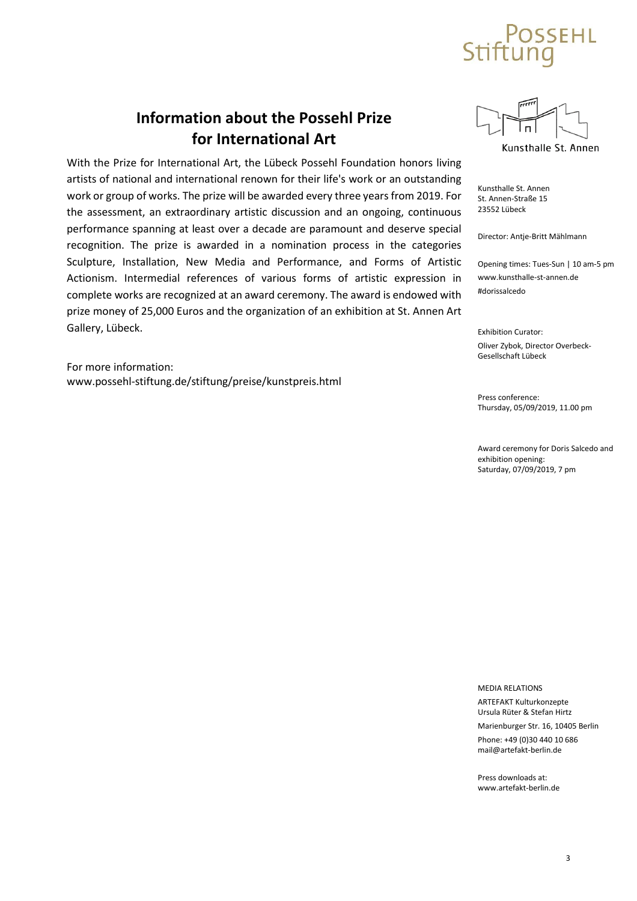Possehl Stiftung

# Information about the Possehl Prize for International Art

With the Prize for International Art, the Lübeck Possehl Foundation honors living artists of national and international renown for their life's work or an outstanding work or group of works. The prize will be awarded every three years from 2019. For the assessment, an extraordinary artistic discussion and an ongoing, continuous performance spanning at least over a decade are paramount and deserve special recognition. The prize is awarded in a nomination process in the categories Sculpture, Installation, New Media and Performance, and Forms of Artistic Actionism. Intermedial references of various forms of artistic expression in complete works are recognized at an award ceremony. The award is endowed with prize money of 25,000 Euros and the organization of an exhibition at St. Annen Art Gallery, Lübeck.

For more information:
www.possehl-stiftung.de/stiftung/preise/kunstpreis.html

Kunsthalle St. Annen

Kunsthalle St. Annen
St. Annen-Straße 15
23552 Lübeck

Director: Antje-Britt Mählmann

Opening times: Tues-Sun | 10 am-5 pm
www.kunsthalle-st-annen.de
#dorissalcedo

Exhibition Curator:
Oliver Zybok, Director Overbeck-Gesellschaft Lübeck

Press conference:
Thursday, 05/09/2019, 11.00 pm

Award ceremony for Doris Salcedo and exhibition opening:
Saturday, 07/09/2019, 7 pm

MEDIA RELATIONS
ARTEFAKT Kulturkonzepte
Ursula Rüter & Stefan Hirtz
Marienburger Str. 16, 10405 Berlin
Phone: +49 (0)30 440 10 686
mail@artefakt-berlin.de

Press downloads at:
www.artefakt-berlin.de